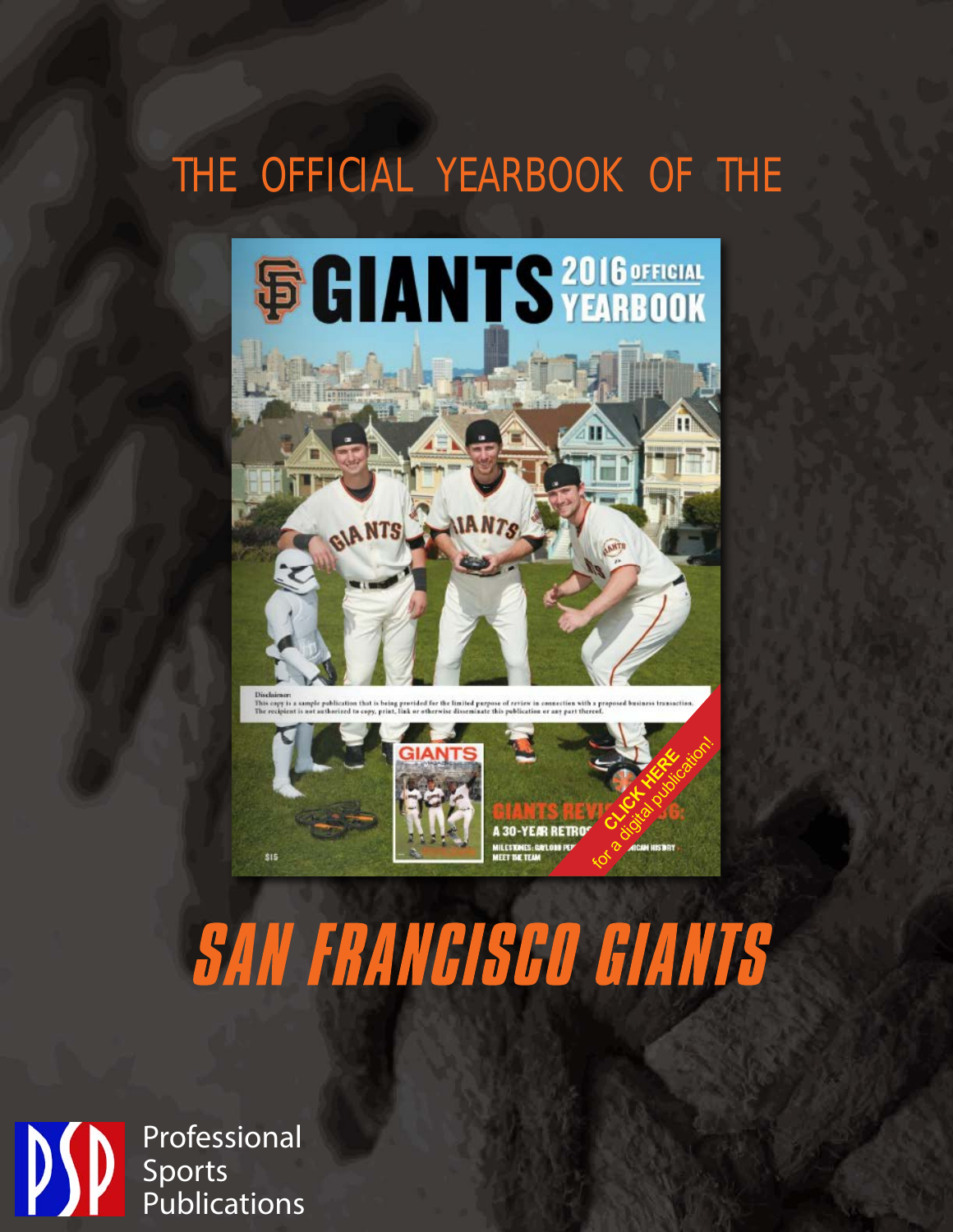THE OFFICIAL YEARBOOK OF THE

# SAN FRANCISCO GIANTS

Professional Sports Publications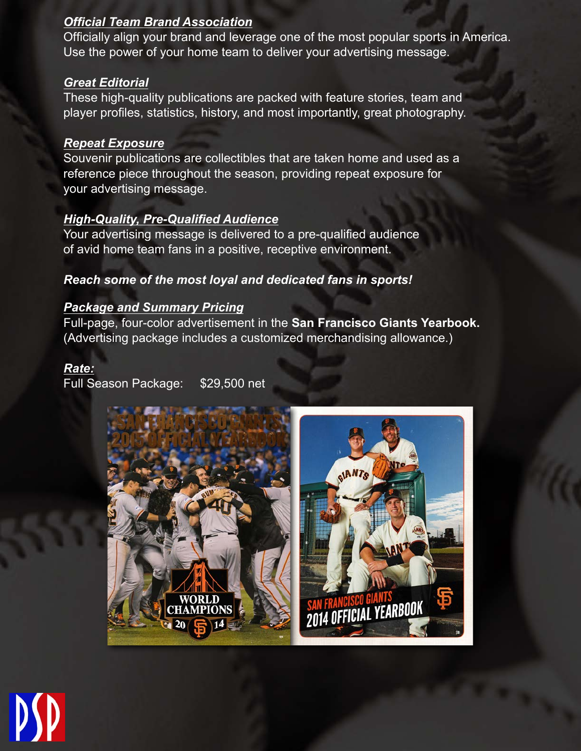***Official Team Brand Association***

Officially align your brand and leverage one of the most popular sports in America. Use the power of your home team to deliver your advertising message.

***Great Editorial***

These high-quality publications are packed with feature stories, team and player profiles, statistics, history, and most importantly, great photography.

***Repeat Exposure***

Souvenir publications are collectibles that are taken home and used as a reference piece throughout the season, providing repeat exposure for your advertising message.

***High-Quality, Pre-Qualified Audience***

Your advertising message is delivered to a pre-qualified audience of avid home team fans in a positive, receptive environment.

***Reach some of the most loyal and dedicated fans in sports!***

***Package and Summary Pricing***

Full-page, four-color advertisement in the **San Francisco Giants Yearbook.** (Advertising package includes a customized merchandising allowance.)

***Rate:***

Full Season Package: $29,500 net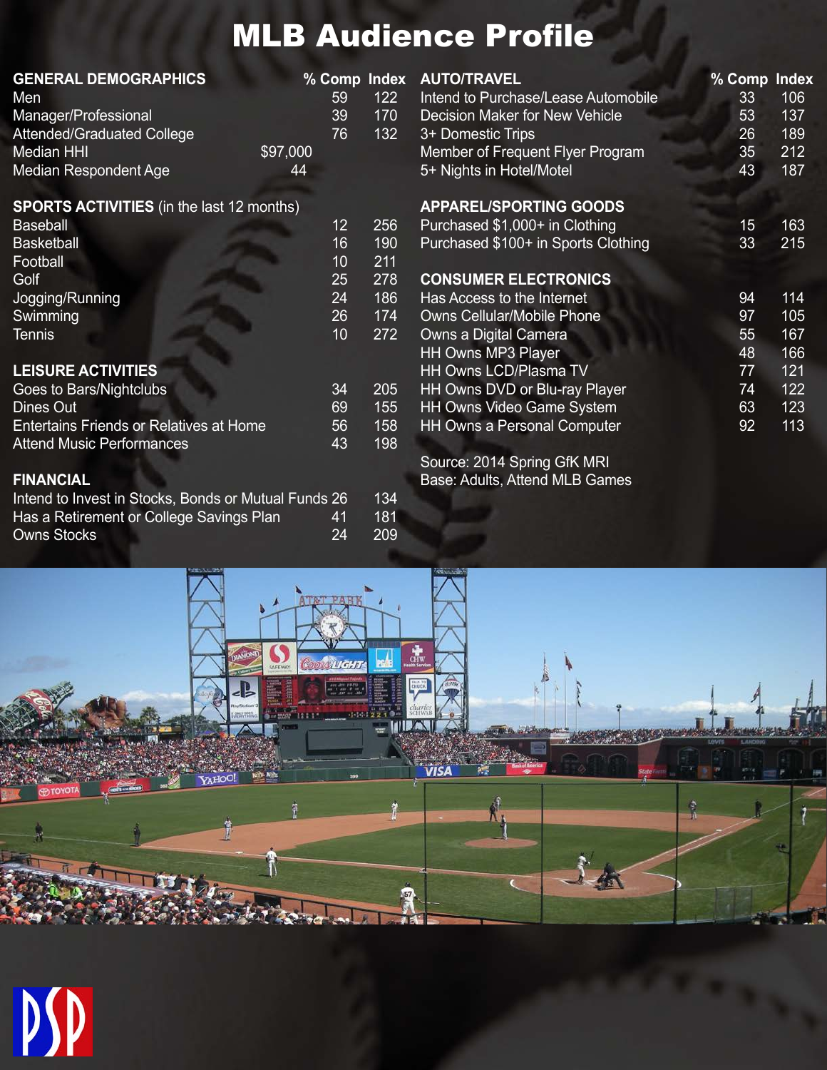# MLB Audience Profile

| GENERAL DEMOGRAPHICS | % Comp | Index |
|---|---|---|
| Men | 59 | 122 |
| Manager/Professional | 39 | 170 |
| Attended/Graduated College | 76 | 132 |
| Median HHI | $97,000 | |
| Median Respondent Age | 44 | |

| SPORTS ACTIVITIES (in the last 12 months) | % Comp | Index |
|---|---|---|
| Baseball | 12 | 256 |
| Basketball | 16 | 190 |
| Football | 10 | 211 |
| Golf | 25 | 278 |
| Jogging/Running | 24 | 186 |
| Swimming | 26 | 174 |
| Tennis | 10 | 272 |

| LEISURE ACTIVITIES | % Comp | Index |
|---|---|---|
| Goes to Bars/Nightclubs | 34 | 205 |
| Dines Out | 69 | 155 |
| Entertains Friends or Relatives at Home | 56 | 158 |
| Attend Music Performances | 43 | 198 |

| FINANCIAL | % Comp | Index |
|---|---|---|
| Intend to Invest in Stocks, Bonds or Mutual Funds | 26 | 134 |
| Has a Retirement or College Savings Plan | 41 | 181 |
| Owns Stocks | 24 | 209 |

| AUTO/TRAVEL | % Comp | Index |
|---|---|---|
| Intend to Purchase/Lease Automobile | 33 | 106 |
| Decision Maker for New Vehicle | 53 | 137 |
| 3+ Domestic Trips | 26 | 189 |
| Member of Frequent Flyer Program | 35 | 212 |
| 5+ Nights in Hotel/Motel | 43 | 187 |

| APPAREL/SPORTING GOODS | % Comp | Index |
|---|---|---|
| Purchased $1,000+ in Clothing | 15 | 163 |
| Purchased $100+ in Sports Clothing | 33 | 215 |

| CONSUMER ELECTRONICS | % Comp | Index |
|---|---|---|
| Has Access to the Internet | 94 | 114 |
| Owns Cellular/Mobile Phone | 97 | 105 |
| Owns a Digital Camera | 55 | 167 |
| HH Owns MP3 Player | 48 | 166 |
| HH Owns LCD/Plasma TV | 77 | 121 |
| HH Owns DVD or Blu-ray Player | 74 | 122 |
| HH Owns Video Game System | 63 | 123 |
| HH Owns a Personal Computer | 92 | 113 |

Source: 2014 Spring GfK MRI
Base: Adults, Attend MLB Games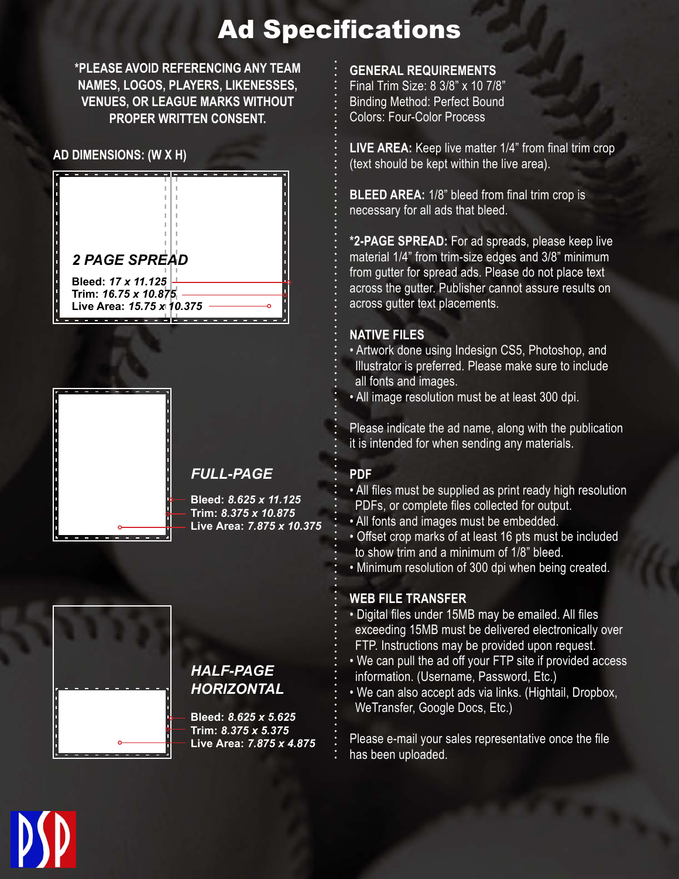# Ad Specifications

**\*PLEASE AVOID REFERENCING ANY TEAM NAMES, LOGOS, PLAYERS, LIKENESSES, VENUES, OR LEAGUE MARKS WITHOUT PROPER WRITTEN CONSENT.**

**AD DIMENSIONS: (W X H)**

***2 PAGE SPREAD***

**Bleed:** ***17 x 11.125***
**Trim:** ***16.75 x 10.875***
**Live Area:** ***15.75 x 10.375***

***FULL-PAGE***

**Bleed:** ***8.625 x 11.125***
**Trim:** ***8.375 x 10.875***
**Live Area:** ***7.875 x 10.375***

***HALF-PAGE HORIZONTAL***

**Bleed:** ***8.625 x 5.625***
**Trim:** ***8.375 x 5.375***
**Live Area:** ***7.875 x 4.875***

## GENERAL REQUIREMENTS

Final Trim Size: 8 3/8" x 10 7/8"
Binding Method: Perfect Bound
Colors: Four-Color Process

**LIVE AREA:** Keep live matter 1/4" from final trim crop (text should be kept within the live area).

**BLEED AREA:** 1/8" bleed from final trim crop is necessary for all ads that bleed.

**\*2-PAGE SPREAD:** For ad spreads, please keep live material 1/4" from trim-size edges and 3/8" minimum from gutter for spread ads. Please do not place text across the gutter. Publisher cannot assure results on across gutter text placements.

## NATIVE FILES

- Artwork done using Indesign CS5, Photoshop, and Illustrator is preferred. Please make sure to include all fonts and images.
- All image resolution must be at least 300 dpi.

Please indicate the ad name, along with the publication it is intended for when sending any materials.

## PDF

- All files must be supplied as print ready high resolution PDFs, or complete files collected for output.
- All fonts and images must be embedded.
- Offset crop marks of at least 16 pts must be included to show trim and a minimum of 1/8" bleed.
- Minimum resolution of 300 dpi when being created.

## WEB FILE TRANSFER

- Digital files under 15MB may be emailed. All files exceeding 15MB must be delivered electronically over FTP. Instructions may be provided upon request.
- We can pull the ad off your FTP site if provided access information. (Username, Password, Etc.)
- We can also accept ads via links. (Hightail, Dropbox, WeTransfer, Google Docs, Etc.)

Please e-mail your sales representative once the file has been uploaded.